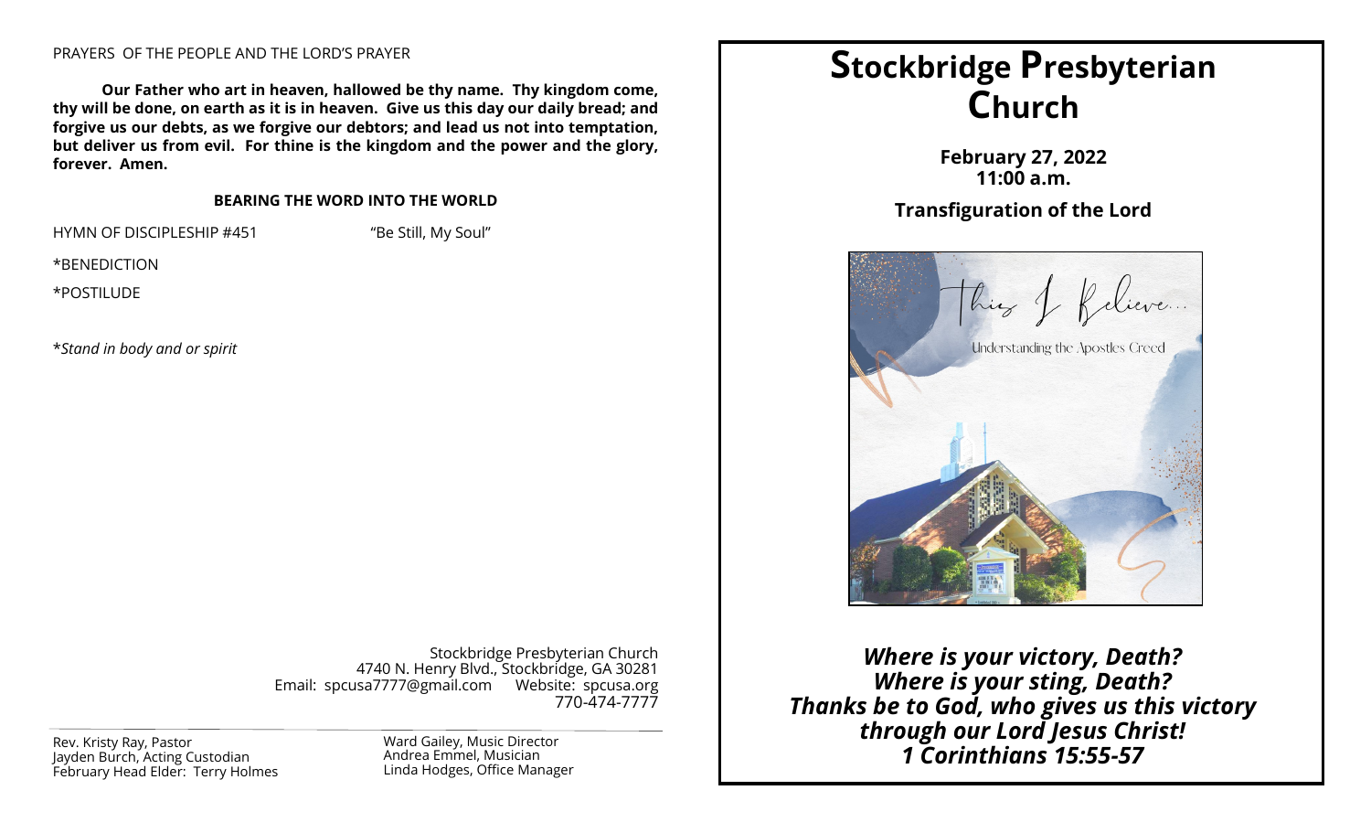PRAYERS OF THE PEOPLE AND THE LORD'S PRAYER

**Our Father who art in heaven, hallowed be thy name. Thy kingdom come, thy will be done, on earth as it is in heaven. Give us this day our daily bread; and forgive us our debts, as we forgive our debtors; and lead us not into temptation, but deliver us from evil. For thine is the kingdom and the power and the glory, forever. Amen.**

**BEARING THE WORD INTO THE WORLD**

HYMN OF DISCIPLESHIP #451 "Be Still, My Soul"

*BENEDICTION

*POSTILUDE

**Stand in body and or spirit*

Stockbridge Presbyterian Church
4740 N. Henry Blvd., Stockbridge, GA 30281
Email: spcusa7777@gmail.com Website: spcusa.org
770-474-7777

Rev. Kristy Ray, Pastor
Jayden Burch, Acting Custodian
February Head Elder: Terry Holmes

Ward Gailey, Music Director
Andrea Emmel, Musician
Linda Hodges, Office Manager

# Stockbridge Presbyterian Church

**February 27, 2022**
**11:00 a.m.**

**Transfiguration of the Lord**

This I Believe...
Understanding the Apostles Creed

***Where is your victory, Death?***
***Where is your sting, Death?***
***Thanks be to God, who gives us this victory through our Lord Jesus Christ!***
***1 Corinthians 15:55-57***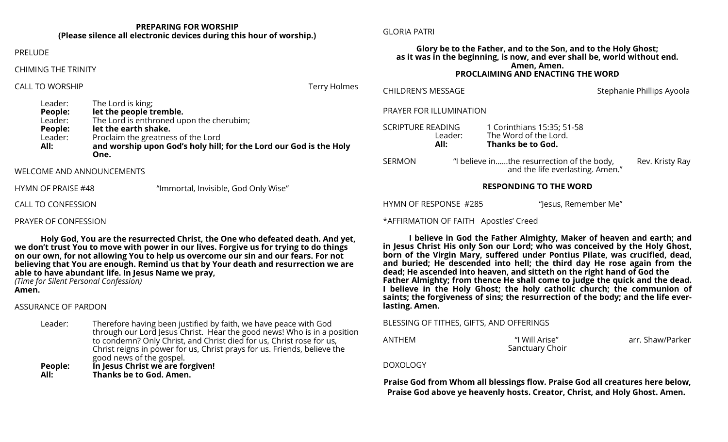**PREPARING FOR WORSHIP**
**(Please silence all electronic devices during this hour of worship.)**

PRELUDE

CHIMING THE TRINITY

CALL TO WORSHIP Terry Holmes

Leader: The Lord is king;
**People: let the people tremble.**
Leader: The Lord is enthroned upon the cherubim;
**People: let the earth shake.**
Leader: Proclaim the greatness of the Lord
**All: and worship upon God's holy hill; for the Lord our God is the Holy One.**

WELCOME AND ANNOUNCEMENTS

HYMN OF PRAISE #48 "Immortal, Invisible, God Only Wise"

CALL TO CONFESSION

PRAYER OF CONFESSION

**Holy God, You are the resurrected Christ, the One who defeated death. And yet, we don't trust You to move with power in our lives. Forgive us for trying to do things on our own, for not allowing You to help us overcome our sin and our fears. For not believing that You are enough. Remind us that by Your death and resurrection we are able to have abundant life. In Jesus Name we pray,**
*(Time for Silent Personal Confession)*
**Amen.**

ASSURANCE OF PARDON

Leader: Therefore having been justified by faith, we have peace with God through our Lord Jesus Christ. Hear the good news! Who is in a position to condemn? Only Christ, and Christ died for us, Christ rose for us, Christ reigns in power for us, Christ prays for us. Friends, believe the good news of the gospel.
**People: In Jesus Christ we are forgiven!**
**All: Thanks be to God. Amen.**

GLORIA PATRI

**Glory be to the Father, and to the Son, and to the Holy Ghost;**
**as it was in the beginning, is now, and ever shall be, world without end.**
**Amen, Amen.**

**PROCLAIMING AND ENACTING THE WORD**

CHILDREN'S MESSAGE Stephanie Phillips Ayoola

PRAYER FOR ILLUMINATION

SCRIPTURE READING 1 Corinthians 15:35; 51-58
Leader: The Word of the Lord.
**All: Thanks be to God.**

SERMON "I believe in……the resurrection of the body, and the life everlasting. Amen." Rev. Kristy Ray

**RESPONDING TO THE WORD**

HYMN OF RESPONSE #285 "Jesus, Remember Me"

*AFFIRMATION OF FAITH Apostles' Creed

**I believe in God the Father Almighty, Maker of heaven and earth; and in Jesus Christ His only Son our Lord; who was conceived by the Holy Ghost, born of the Virgin Mary, suffered under Pontius Pilate, was crucified, dead, and buried; He descended into hell; the third day He rose again from the dead; He ascended into heaven, and sitteth on the right hand of God the Father Almighty; from thence He shall come to judge the quick and the dead. I believe in the Holy Ghost; the holy catholic church; the communion of saints; the forgiveness of sins; the resurrection of the body; and the life ever-lasting. Amen.**

BLESSING OF TITHES, GIFTS, AND OFFERINGS

ANTHEM "I Will Arise" arr. Shaw/Parker
Sanctuary Choir

DOXOLOGY

**Praise God from Whom all blessings flow. Praise God all creatures here below, Praise God above ye heavenly hosts. Creator, Christ, and Holy Ghost. Amen.**